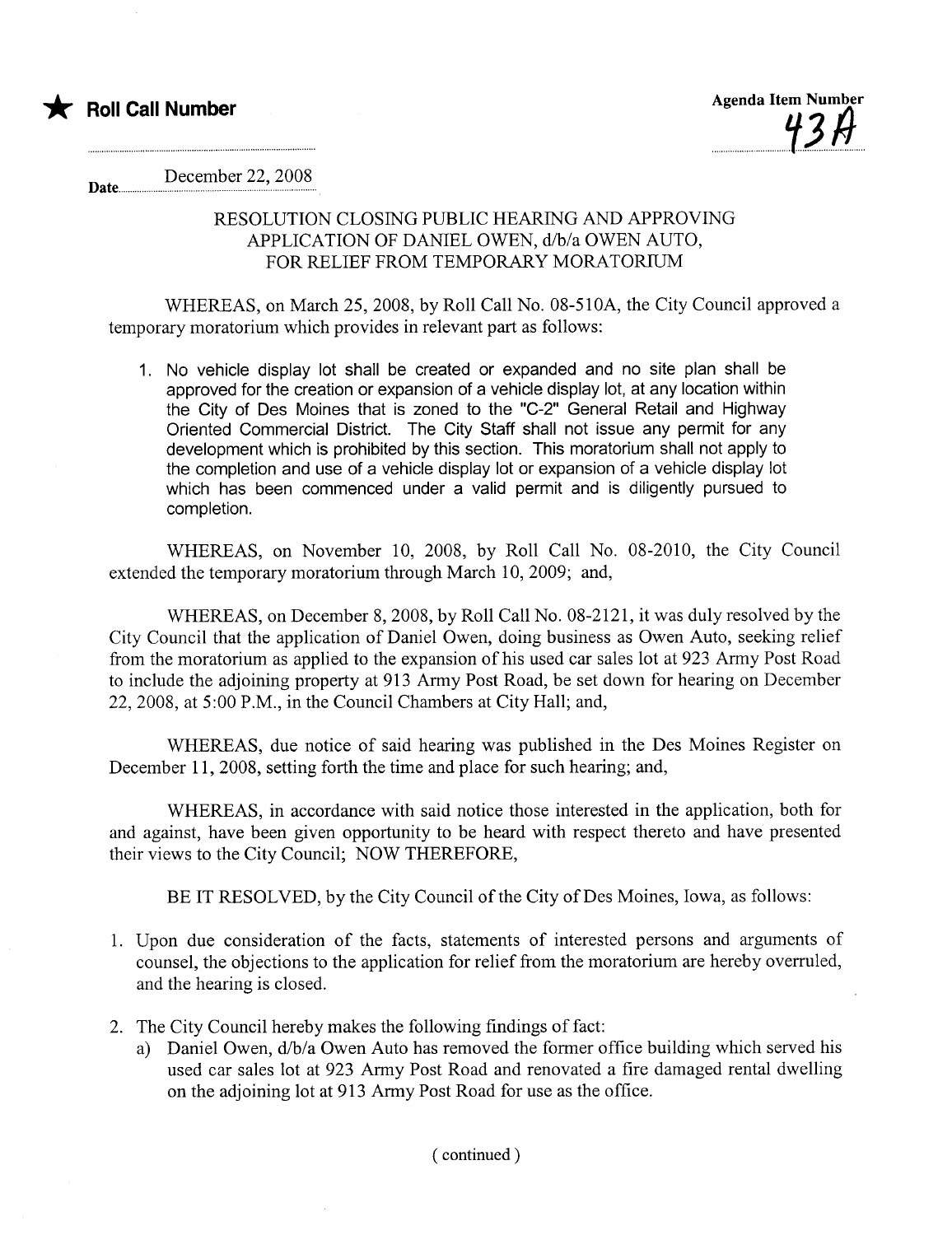★ **Roll Call Number**

Agenda Item Number
43A

Date December 22, 2008

RESOLUTION CLOSING PUBLIC HEARING AND APPROVING APPLICATION OF DANIEL OWEN, d/b/a OWEN AUTO, FOR RELIEF FROM TEMPORARY MORATORIUM

WHEREAS, on March 25, 2008, by Roll Call No. 08-510A, the City Council approved a temporary moratorium which provides in relevant part as follows:

1. No vehicle display lot shall be created or expanded and no site plan shall be approved for the creation or expansion of a vehicle display lot, at any location within the City of Des Moines that is zoned to the "C-2" General Retail and Highway Oriented Commercial District. The City Staff shall not issue any permit for any development which is prohibited by this section. This moratorium shall not apply to the completion and use of a vehicle display lot or expansion of a vehicle display lot which has been commenced under a valid permit and is diligently pursued to completion.

WHEREAS, on November 10, 2008, by Roll Call No. 08-2010, the City Council extended the temporary moratorium through March 10, 2009; and,

WHEREAS, on December 8, 2008, by Roll Call No. 08-2121, it was duly resolved by the City Council that the application of Daniel Owen, doing business as Owen Auto, seeking relief from the moratorium as applied to the expansion of his used car sales lot at 923 Army Post Road to include the adjoining property at 913 Army Post Road, be set down for hearing on December 22, 2008, at 5:00 P.M., in the Council Chambers at City Hall; and,

WHEREAS, due notice of said hearing was published in the Des Moines Register on December 11, 2008, setting forth the time and place for such hearing; and,

WHEREAS, in accordance with said notice those interested in the application, both for and against, have been given opportunity to be heard with respect thereto and have presented their views to the City Council; NOW THEREFORE,

BE IT RESOLVED, by the City Council of the City of Des Moines, Iowa, as follows:

1. Upon due consideration of the facts, statements of interested persons and arguments of counsel, the objections to the application for relief from the moratorium are hereby overruled, and the hearing is closed.

2. The City Council hereby makes the following findings of fact:
   a) Daniel Owen, d/b/a Owen Auto has removed the former office building which served his used car sales lot at 923 Army Post Road and renovated a fire damaged rental dwelling on the adjoining lot at 913 Army Post Road for use as the office.

( continued )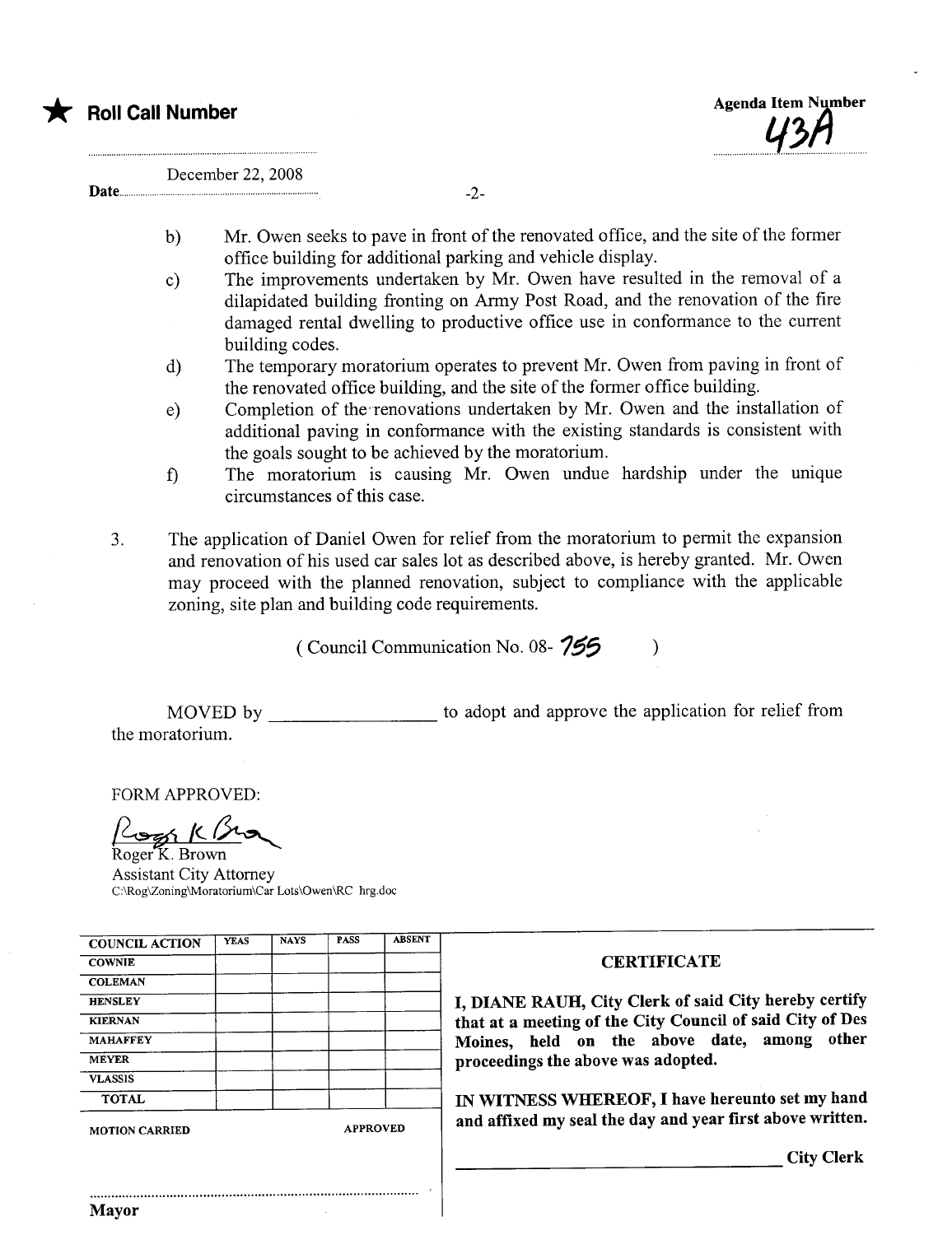★ **Roll Call Number**

Agenda Item Number
43A

Date December 22, 2008

b) Mr. Owen seeks to pave in front of the renovated office, and the site of the former office building for additional parking and vehicle display.

c) The improvements undertaken by Mr. Owen have resulted in the removal of a dilapidated building fronting on Army Post Road, and the renovation of the fire damaged rental dwelling to productive office use in conformance to the current building codes.

d) The temporary moratorium operates to prevent Mr. Owen from paving in front of the renovated office building, and the site of the former office building.

e) Completion of the renovations undertaken by Mr. Owen and the installation of additional paving in conformance with the existing standards is consistent with the goals sought to be achieved by the moratorium.

f) The moratorium is causing Mr. Owen undue hardship under the unique circumstances of this case.

3. The application of Daniel Owen for relief from the moratorium to permit the expansion and renovation of his used car sales lot as described above, is hereby granted. Mr. Owen may proceed with the planned renovation, subject to compliance with the applicable zoning, site plan and building code requirements.

( Council Communication No. 08- 755 )

MOVED by ________________ to adopt and approve the application for relief from the moratorium.

FORM APPROVED:

Roger K. Brown
Assistant City Attorney
C:\Rog\Zoning\Moratorium\Car Lots\Owen\RC hrg.doc

| COUNCIL ACTION | YEAS | NAYS | PASS | ABSENT |
|---|---|---|---|---|
| COWNIE | | | | |
| COLEMAN | | | | |
| HENSLEY | | | | |
| KIERNAN | | | | |
| MAHAFFEY | | | | |
| MEYER | | | | |
| VLASSIS | | | | |
| TOTAL | | | | |

MOTION CARRIED APPROVED

Mayor

**CERTIFICATE**

**I, DIANE RAUH, City Clerk of said City hereby certify that at a meeting of the City Council of said City of Des Moines, held on the above date, among other proceedings the above was adopted.**

**IN WITNESS WHEREOF, I have hereunto set my hand and affixed my seal the day and year first above written.**

________________ **City Clerk**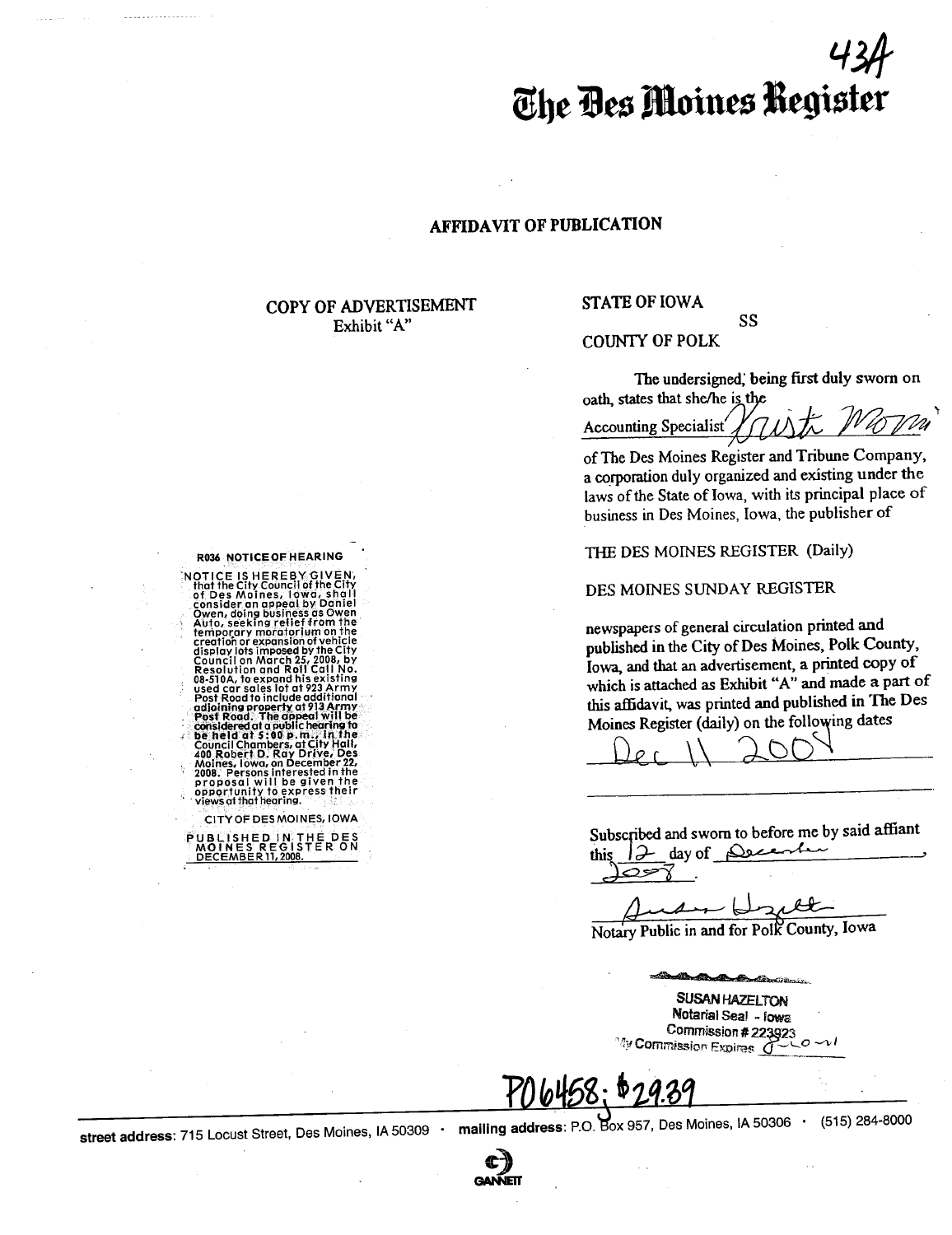434

# The Des Moines Register

## AFFIDAVIT OF PUBLICATION

COPY OF ADVERTISEMENT
Exhibit "A"

STATE OF IOWA
SS
COUNTY OF POLK

The undersigned, being first duly sworn on oath, states that she/he is the Accounting Specialist Krista Morris

of The Des Moines Register and Tribune Company, a corporation duly organized and existing under the laws of the State of Iowa, with its principal place of business in Des Moines, Iowa, the publisher of

THE DES MOINES REGISTER (Daily)

DES MOINES SUNDAY REGISTER

newspapers of general circulation printed and published in the City of Des Moines, Polk County, Iowa, and that an advertisement, a printed copy of which is attached as Exhibit "A" and made a part of this affidavit, was printed and published in The Des Moines Register (daily) on the following dates

Dec 11 2008

Subscribed and sworn to before me by said affiant this 12 day of December, 2008.

Susan Hazelton

Notary Public in and for Polk County, Iowa

SUSAN HAZELTON
Notarial Seal - Iowa
Commission # 223923
My Commission Expires 8-20-11

**R036 NOTICE OF HEARING**

NOTICE IS HEREBY GIVEN, that the City Council of the City of Des Moines, Iowa, shall consider an appeal by Daniel Owen, doing business as Owen Auto, seeking relief from the temporary moratorium on the creation or expansion of vehicle display lots imposed by the City Council on March 25, 2008, by Resolution and Roll Call No. 08-510A, to expand his existing used car sales lot at 923 Army Post Road to include additional adjoining property at 913 Army Post Road. The appeal will be considered at a public hearing to be held at 5:00 p.m., in the Council Chambers, at City Hall, 400 Robert D. Ray Drive, Des Moines, Iowa, on December 22, 2008. Persons interested in the proposal will be given the opportunity to express their views at that hearing.

CITY OF DES MOINES, IOWA

PUBLISHED IN THE DES MOINES REGISTER ON DECEMBER 11, 2008.

PO 6458; $29.39

street address: 715 Locust Street, Des Moines, IA 50309 · mailing address: P.O. Box 957, Des Moines, IA 50306 · (515) 284-8000

GANNETT